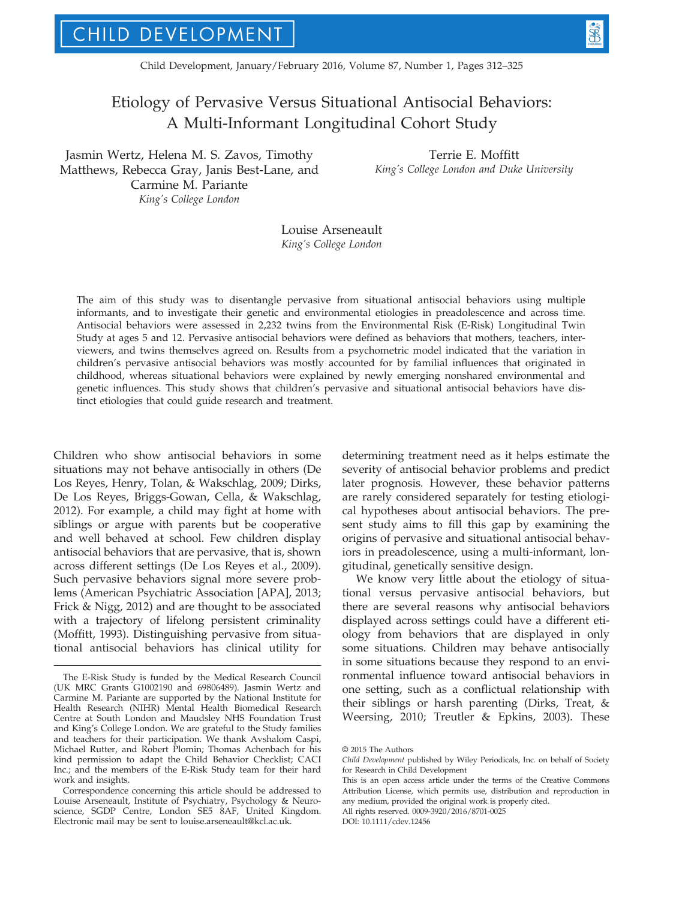# Etiology of Pervasive Versus Situational Antisocial Behaviors: A Multi-Informant Longitudinal Cohort Study

Jasmin Wertz, Helena M. S. Zavos, Timothy Matthews, Rebecca Gray, Janis Best-Lane, and Carmine M. Pariante
*King's College London*

Terrie E. Moffitt
*King's College London and Duke University*

Louise Arseneault
*King's College London*

The aim of this study was to disentangle pervasive from situational antisocial behaviors using multiple informants, and to investigate their genetic and environmental etiologies in preadolescence and across time. Antisocial behaviors were assessed in 2,232 twins from the Environmental Risk (E-Risk) Longitudinal Twin Study at ages 5 and 12. Pervasive antisocial behaviors were defined as behaviors that mothers, teachers, interviewers, and twins themselves agreed on. Results from a psychometric model indicated that the variation in children's pervasive antisocial behaviors was mostly accounted for by familial influences that originated in childhood, whereas situational behaviors were explained by newly emerging nonshared environmental and genetic influences. This study shows that children's pervasive and situational antisocial behaviors have distinct etiologies that could guide research and treatment.

Children who show antisocial behaviors in some situations may not behave antisocially in others (De Los Reyes, Henry, Tolan, & Wakschlag, 2009; Dirks, De Los Reyes, Briggs-Gowan, Cella, & Wakschlag, 2012). For example, a child may fight at home with siblings or argue with parents but be cooperative and well behaved at school. Few children display antisocial behaviors that are pervasive, that is, shown across different settings (De Los Reyes et al., 2009). Such pervasive behaviors signal more severe problems (American Psychiatric Association [APA], 2013; Frick & Nigg, 2012) and are thought to be associated with a trajectory of lifelong persistent criminality (Moffitt, 1993). Distinguishing pervasive from situational antisocial behaviors has clinical utility for determining treatment need as it helps estimate the severity of antisocial behavior problems and predict later prognosis. However, these behavior patterns are rarely considered separately for testing etiological hypotheses about antisocial behaviors. The present study aims to fill this gap by examining the origins of pervasive and situational antisocial behaviors in preadolescence, using a multi-informant, longitudinal, genetically sensitive design.

We know very little about the etiology of situational versus pervasive antisocial behaviors, but there are several reasons why antisocial behaviors displayed across settings could have a different etiology from behaviors that are displayed in only some situations. Children may behave antisocially in some situations because they respond to an environmental influence toward antisocial behaviors in one setting, such as a conflictual relationship with their siblings or harsh parenting (Dirks, Treat, & Weersing, 2010; Treutler & Epkins, 2003). These

---

The E-Risk Study is funded by the Medical Research Council (UK MRC Grants G1002190 and 69806489). Jasmin Wertz and Carmine M. Pariante are supported by the National Institute for Health Research (NIHR) Mental Health Biomedical Research Centre at South London and Maudsley NHS Foundation Trust and King's College London. We are grateful to the Study families and teachers for their participation. We thank Avshalom Caspi, Michael Rutter, and Robert Plomin; Thomas Achenbach for his kind permission to adapt the Child Behavior Checklist; CACI Inc.; and the members of the E-Risk Study team for their hard work and insights.

Correspondence concerning this article should be addressed to Louise Arseneault, Institute of Psychiatry, Psychology & Neuroscience, SGDP Centre, London SE5 8AF, United Kingdom. Electronic mail may be sent to louise.arseneault@kcl.ac.uk.

© 2015 The Authors
*Child Development* published by Wiley Periodicals, Inc. on behalf of Society for Research in Child Development
This is an open access article under the terms of the Creative Commons Attribution License, which permits use, distribution and reproduction in any medium, provided the original work is properly cited.
All rights reserved. 0009-3920/2016/8701-0025
DOI: 10.1111/cdev.12456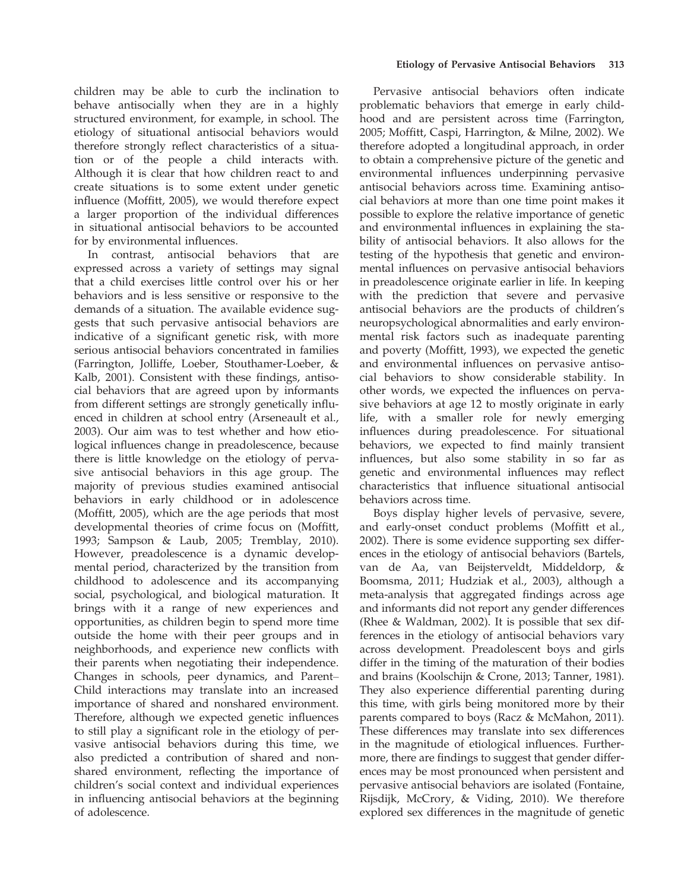children may be able to curb the inclination to behave antisocially when they are in a highly structured environment, for example, in school. The etiology of situational antisocial behaviors would therefore strongly reflect characteristics of a situation or of the people a child interacts with. Although it is clear that how children react to and create situations is to some extent under genetic influence (Moffitt, 2005), we would therefore expect a larger proportion of the individual differences in situational antisocial behaviors to be accounted for by environmental influences.

In contrast, antisocial behaviors that are expressed across a variety of settings may signal that a child exercises little control over his or her behaviors and is less sensitive or responsive to the demands of a situation. The available evidence suggests that such pervasive antisocial behaviors are indicative of a significant genetic risk, with more serious antisocial behaviors concentrated in families (Farrington, Jolliffe, Loeber, Stouthamer-Loeber, & Kalb, 2001). Consistent with these findings, antisocial behaviors that are agreed upon by informants from different settings are strongly genetically influenced in children at school entry (Arseneault et al., 2003). Our aim was to test whether and how etiological influences change in preadolescence, because there is little knowledge on the etiology of pervasive antisocial behaviors in this age group. The majority of previous studies examined antisocial behaviors in early childhood or in adolescence (Moffitt, 2005), which are the age periods that most developmental theories of crime focus on (Moffitt, 1993; Sampson & Laub, 2005; Tremblay, 2010). However, preadolescence is a dynamic developmental period, characterized by the transition from childhood to adolescence and its accompanying social, psychological, and biological maturation. It brings with it a range of new experiences and opportunities, as children begin to spend more time outside the home with their peer groups and in neighborhoods, and experience new conflicts with their parents when negotiating their independence. Changes in schools, peer dynamics, and Parent–Child interactions may translate into an increased importance of shared and nonshared environment. Therefore, although we expected genetic influences to still play a significant role in the etiology of pervasive antisocial behaviors during this time, we also predicted a contribution of shared and nonshared environment, reflecting the importance of children's social context and individual experiences in influencing antisocial behaviors at the beginning of adolescence.

Pervasive antisocial behaviors often indicate problematic behaviors that emerge in early childhood and are persistent across time (Farrington, 2005; Moffitt, Caspi, Harrington, & Milne, 2002). We therefore adopted a longitudinal approach, in order to obtain a comprehensive picture of the genetic and environmental influences underpinning pervasive antisocial behaviors across time. Examining antisocial behaviors at more than one time point makes it possible to explore the relative importance of genetic and environmental influences in explaining the stability of antisocial behaviors. It also allows for the testing of the hypothesis that genetic and environmental influences on pervasive antisocial behaviors in preadolescence originate earlier in life. In keeping with the prediction that severe and pervasive antisocial behaviors are the products of children's neuropsychological abnormalities and early environmental risk factors such as inadequate parenting and poverty (Moffitt, 1993), we expected the genetic and environmental influences on pervasive antisocial behaviors to show considerable stability. In other words, we expected the influences on pervasive behaviors at age 12 to mostly originate in early life, with a smaller role for newly emerging influences during preadolescence. For situational behaviors, we expected to find mainly transient influences, but also some stability in so far as genetic and environmental influences may reflect characteristics that influence situational antisocial behaviors across time.

Boys display higher levels of pervasive, severe, and early-onset conduct problems (Moffitt et al., 2002). There is some evidence supporting sex differences in the etiology of antisocial behaviors (Bartels, van de Aa, van Beijsterveldt, Middeldorp, & Boomsma, 2011; Hudziak et al., 2003), although a meta-analysis that aggregated findings across age and informants did not report any gender differences (Rhee & Waldman, 2002). It is possible that sex differences in the etiology of antisocial behaviors vary across development. Preadolescent boys and girls differ in the timing of the maturation of their bodies and brains (Koolschijn & Crone, 2013; Tanner, 1981). They also experience differential parenting during this time, with girls being monitored more by their parents compared to boys (Racz & McMahon, 2011). These differences may translate into sex differences in the magnitude of etiological influences. Furthermore, there are findings to suggest that gender differences may be most pronounced when persistent and pervasive antisocial behaviors are isolated (Fontaine, Rijsdijk, McCrory, & Viding, 2010). We therefore explored sex differences in the magnitude of genetic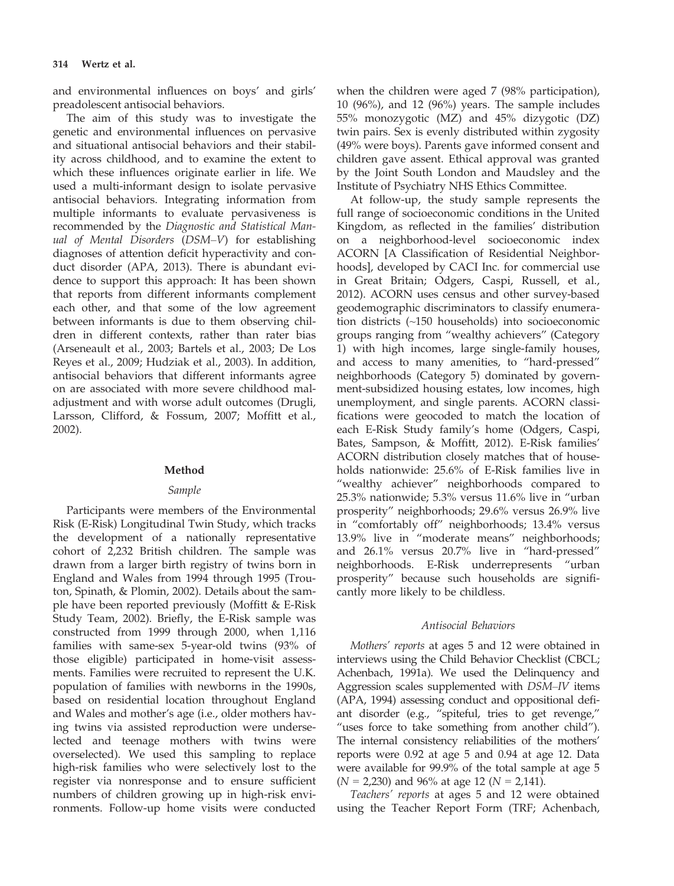and environmental influences on boys' and girls' preadolescent antisocial behaviors.

The aim of this study was to investigate the genetic and environmental influences on pervasive and situational antisocial behaviors and their stability across childhood, and to examine the extent to which these influences originate earlier in life. We used a multi-informant design to isolate pervasive antisocial behaviors. Integrating information from multiple informants to evaluate pervasiveness is recommended by the *Diagnostic and Statistical Manual of Mental Disorders* (*DSM–V*) for establishing diagnoses of attention deficit hyperactivity and conduct disorder (APA, 2013). There is abundant evidence to support this approach: It has been shown that reports from different informants complement each other, and that some of the low agreement between informants is due to them observing children in different contexts, rather than rater bias (Arseneault et al., 2003; Bartels et al., 2003; De Los Reyes et al., 2009; Hudziak et al., 2003). In addition, antisocial behaviors that different informants agree on are associated with more severe childhood maladjustment and with worse adult outcomes (Drugli, Larsson, Clifford, & Fossum, 2007; Moffitt et al., 2002).

## Method

### *Sample*

Participants were members of the Environmental Risk (E-Risk) Longitudinal Twin Study, which tracks the development of a nationally representative cohort of 2,232 British children. The sample was drawn from a larger birth registry of twins born in England and Wales from 1994 through 1995 (Trouton, Spinath, & Plomin, 2002). Details about the sample have been reported previously (Moffitt & E-Risk Study Team, 2002). Briefly, the E-Risk sample was constructed from 1999 through 2000, when 1,116 families with same-sex 5-year-old twins (93% of those eligible) participated in home-visit assessments. Families were recruited to represent the U.K. population of families with newborns in the 1990s, based on residential location throughout England and Wales and mother's age (i.e., older mothers having twins via assisted reproduction were underselected and teenage mothers with twins were overselected). We used this sampling to replace high-risk families who were selectively lost to the register via nonresponse and to ensure sufficient numbers of children growing up in high-risk environments. Follow-up home visits were conducted when the children were aged 7 (98% participation), 10 (96%), and 12 (96%) years. The sample includes 55% monozygotic (MZ) and 45% dizygotic (DZ) twin pairs. Sex is evenly distributed within zygosity (49% were boys). Parents gave informed consent and children gave assent. Ethical approval was granted by the Joint South London and Maudsley and the Institute of Psychiatry NHS Ethics Committee.

At follow-up, the study sample represents the full range of socioeconomic conditions in the United Kingdom, as reflected in the families' distribution on a neighborhood-level socioeconomic index ACORN [A Classification of Residential Neighborhoods], developed by CACI Inc. for commercial use in Great Britain; Odgers, Caspi, Russell, et al., 2012). ACORN uses census and other survey-based geodemographic discriminators to classify enumeration districts (~150 households) into socioeconomic groups ranging from "wealthy achievers" (Category 1) with high incomes, large single-family houses, and access to many amenities, to "hard-pressed" neighborhoods (Category 5) dominated by government-subsidized housing estates, low incomes, high unemployment, and single parents. ACORN classifications were geocoded to match the location of each E-Risk Study family's home (Odgers, Caspi, Bates, Sampson, & Moffitt, 2012). E-Risk families' ACORN distribution closely matches that of households nationwide: 25.6% of E-Risk families live in "wealthy achiever" neighborhoods compared to 25.3% nationwide; 5.3% versus 11.6% live in "urban prosperity" neighborhoods; 29.6% versus 26.9% live in "comfortably off" neighborhoods; 13.4% versus 13.9% live in "moderate means" neighborhoods; and 26.1% versus 20.7% live in "hard-pressed" neighborhoods. E-Risk underrepresents "urban prosperity" because such households are significantly more likely to be childless.

### *Antisocial Behaviors*

*Mothers' reports* at ages 5 and 12 were obtained in interviews using the Child Behavior Checklist (CBCL; Achenbach, 1991a). We used the Delinquency and Aggression scales supplemented with *DSM–IV* items (APA, 1994) assessing conduct and oppositional defiant disorder (e.g., "spiteful, tries to get revenge," "uses force to take something from another child"). The internal consistency reliabilities of the mothers' reports were 0.92 at age 5 and 0.94 at age 12. Data were available for 99.9% of the total sample at age 5 ($N$ = 2,230) and 96% at age 12 ($N$ = 2,141).

*Teachers' reports* at ages 5 and 12 were obtained using the Teacher Report Form (TRF; Achenbach,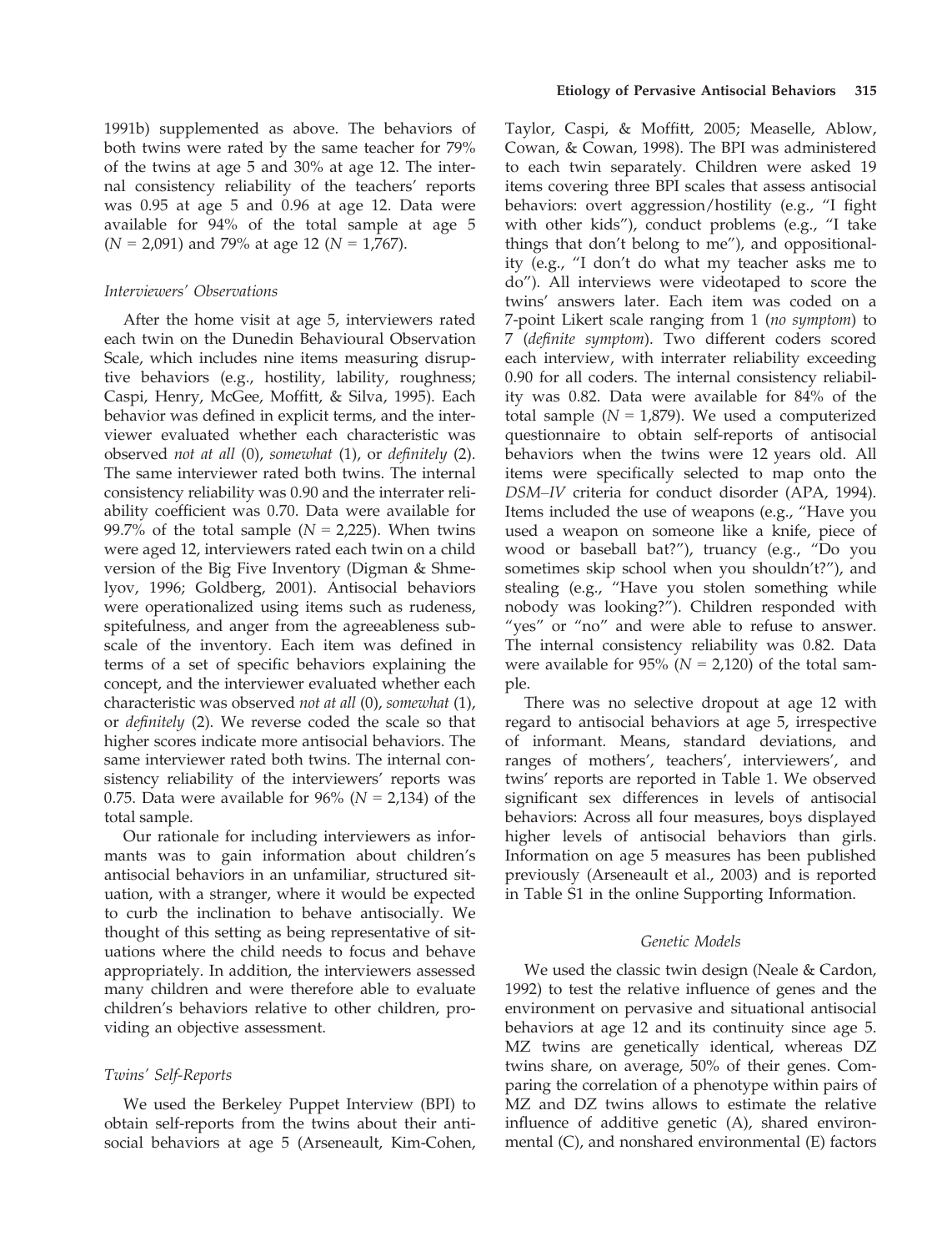1991b) supplemented as above. The behaviors of both twins were rated by the same teacher for 79% of the twins at age 5 and 30% at age 12. The internal consistency reliability of the teachers' reports was 0.95 at age 5 and 0.96 at age 12. Data were available for 94% of the total sample at age 5 ($N$ = 2,091) and 79% at age 12 ($N$ = 1,767).

### *Interviewers' Observations*

After the home visit at age 5, interviewers rated each twin on the Dunedin Behavioural Observation Scale, which includes nine items measuring disruptive behaviors (e.g., hostility, lability, roughness; Caspi, Henry, McGee, Moffitt, & Silva, 1995). Each behavior was defined in explicit terms, and the interviewer evaluated whether each characteristic was observed *not at all* (0), *somewhat* (1), or *definitely* (2). The same interviewer rated both twins. The internal consistency reliability was 0.90 and the interrater reliability coefficient was 0.70. Data were available for 99.7% of the total sample ($N$ = 2,225). When twins were aged 12, interviewers rated each twin on a child version of the Big Five Inventory (Digman & Shmelyov, 1996; Goldberg, 2001). Antisocial behaviors were operationalized using items such as rudeness, spitefulness, and anger from the agreeableness subscale of the inventory. Each item was defined in terms of a set of specific behaviors explaining the concept, and the interviewer evaluated whether each characteristic was observed *not at all* (0), *somewhat* (1), or *definitely* (2). We reverse coded the scale so that higher scores indicate more antisocial behaviors. The same interviewer rated both twins. The internal consistency reliability of the interviewers' reports was 0.75. Data were available for 96% ($N$ = 2,134) of the total sample.

Our rationale for including interviewers as informants was to gain information about children's antisocial behaviors in an unfamiliar, structured situation, with a stranger, where it would be expected to curb the inclination to behave antisocially. We thought of this setting as being representative of situations where the child needs to focus and behave appropriately. In addition, the interviewers assessed many children and were therefore able to evaluate children's behaviors relative to other children, providing an objective assessment.

### *Twins' Self-Reports*

We used the Berkeley Puppet Interview (BPI) to obtain self-reports from the twins about their antisocial behaviors at age 5 (Arseneault, Kim-Cohen, Taylor, Caspi, & Moffitt, 2005; Measelle, Ablow, Cowan, & Cowan, 1998). The BPI was administered to each twin separately. Children were asked 19 items covering three BPI scales that assess antisocial behaviors: overt aggression/hostility (e.g., "I fight with other kids"), conduct problems (e.g., "I take things that don't belong to me"), and oppositionality (e.g., "I don't do what my teacher asks me to do"). All interviews were videotaped to score the twins' answers later. Each item was coded on a 7-point Likert scale ranging from 1 (*no symptom*) to 7 (*definite symptom*). Two different coders scored each interview, with interrater reliability exceeding 0.90 for all coders. The internal consistency reliability was 0.82. Data were available for 84% of the total sample ($N$ = 1,879). We used a computerized questionnaire to obtain self-reports of antisocial behaviors when the twins were 12 years old. All items were specifically selected to map onto the *DSM–IV* criteria for conduct disorder (APA, 1994). Items included the use of weapons (e.g., "Have you used a weapon on someone like a knife, piece of wood or baseball bat?"), truancy (e.g., "Do you sometimes skip school when you shouldn't?"), and stealing (e.g., "Have you stolen something while nobody was looking?"). Children responded with "yes" or "no" and were able to refuse to answer. The internal consistency reliability was 0.82. Data were available for 95% ($N$ = 2,120) of the total sample.

There was no selective dropout at age 12 with regard to antisocial behaviors at age 5, irrespective of informant. Means, standard deviations, and ranges of mothers', teachers', interviewers', and twins' reports are reported in Table 1. We observed significant sex differences in levels of antisocial behaviors: Across all four measures, boys displayed higher levels of antisocial behaviors than girls. Information on age 5 measures has been published previously (Arseneault et al., 2003) and is reported in Table S1 in the online Supporting Information.

## *Genetic Models*

We used the classic twin design (Neale & Cardon, 1992) to test the relative influence of genes and the environment on pervasive and situational antisocial behaviors at age 12 and its continuity since age 5. MZ twins are genetically identical, whereas DZ twins share, on average, 50% of their genes. Comparing the correlation of a phenotype within pairs of MZ and DZ twins allows to estimate the relative influence of additive genetic (A), shared environmental (C), and nonshared environmental (E) factors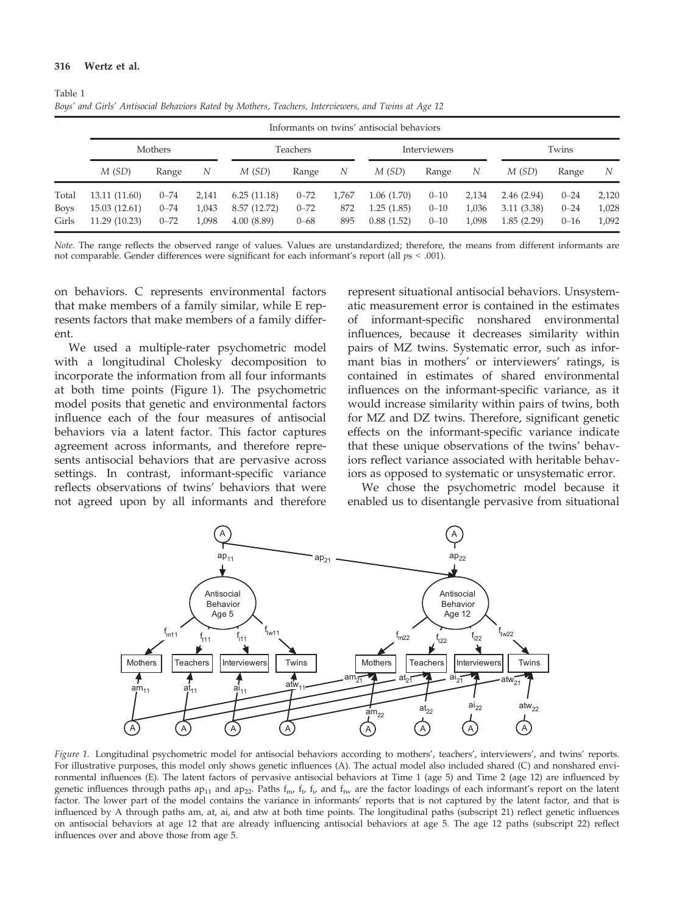Table 1

*Boys' and Girls' Antisocial Behaviors Rated by Mothers, Teachers, Interviewers, and Twins at Age 12*

| | Informants on twins' antisocial behaviors | | | | | | | | | | | |
|---|---|---|---|---|---|---|---|---|---|---|---|---|
| | Mothers | | | Teachers | | | Interviewers | | | Twins | | |
| | *M* (*SD*) | Range | *N* | *M* (*SD*) | Range | *N* | *M* (*SD*) | Range | *N* | *M* (*SD*) | Range | *N* |
| Total | 13.11 (11.60) | 0–74 | 2,141 | 6.25 (11.18) | 0–72 | 1,767 | 1.06 (1.70) | 0–10 | 2,134 | 2.46 (2.94) | 0–24 | 2,120 |
| Boys | 15.03 (12.61) | 0–74 | 1,043 | 8.57 (12.72) | 0–72 | 872 | 1.25 (1.85) | 0–10 | 1,036 | 3.11 (3.38) | 0–24 | 1,028 |
| Girls | 11.29 (10.23) | 0–72 | 1,098 | 4.00 (8.89) | 0–68 | 895 | 0.88 (1.52) | 0–10 | 1,098 | 1.85 (2.29) | 0–16 | 1,092 |

*Note.* The range reflects the observed range of values. Values are unstandardized; therefore, the means from different informants are not comparable. Gender differences were significant for each informant's report (all $ps < .001$).

on behaviors. C represents environmental factors that make members of a family similar, while E represents factors that make members of a family different.

We used a multiple-rater psychometric model with a longitudinal Cholesky decomposition to incorporate the information from all four informants at both time points (Figure 1). The psychometric model posits that genetic and environmental factors influence each of the four measures of antisocial behaviors via a latent factor. This factor captures agreement across informants, and therefore represents antisocial behaviors that are pervasive across settings. In contrast, informant-specific variance reflects observations of twins' behaviors that were not agreed upon by all informants and therefore represent situational antisocial behaviors. Unsystematic measurement error is contained in the estimates of informant-specific nonshared environmental influences, because it decreases similarity within pairs of MZ twins. Systematic error, such as informant bias in mothers' or interviewers' ratings, is contained in estimates of shared environmental influences on the informant-specific variance, as it would increase similarity within pairs of twins, both for MZ and DZ twins. Therefore, significant genetic effects on the informant-specific variance indicate that these unique observations of the twins' behaviors reflect variance associated with heritable behaviors as opposed to systematic or unsystematic error.

We chose the psychometric model because it enabled us to disentangle pervasive from situational

*Figure 1.* Longitudinal psychometric model for antisocial behaviors according to mothers', teachers', interviewers', and twins' reports. For illustrative purposes, this model only shows genetic influences (A). The actual model also included shared (C) and nonshared environmental influences (E). The latent factors of pervasive antisocial behaviors at Time 1 (age 5) and Time 2 (age 12) are influenced by genetic influences through paths $ap_{11}$ and $ap_{22}$. Paths $f_m$, $f_t$, $f_i$, and $f_{tw}$ are the factor loadings of each informant's report on the latent factor. The lower part of the model contains the variance in informants' reports that is not captured by the latent factor, and that is influenced by A through paths am, at, ai, and atw at both time points. The longitudinal paths (subscript 21) reflect genetic influences on antisocial behaviors at age 12 that are already influencing antisocial behaviors at age 5. The age 12 paths (subscript 22) reflect influences over and above those from age 5.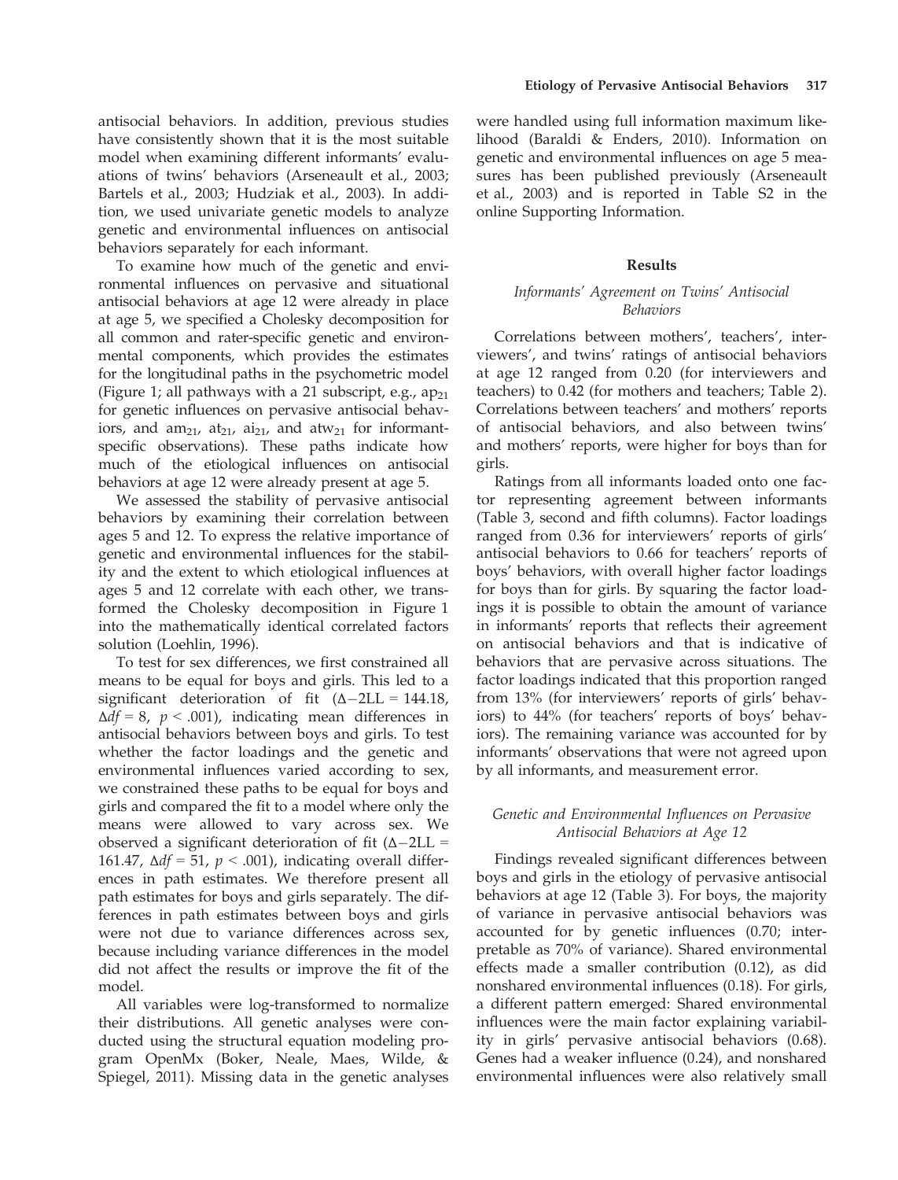antisocial behaviors. In addition, previous studies have consistently shown that it is the most suitable model when examining different informants' evaluations of twins' behaviors (Arseneault et al., 2003; Bartels et al., 2003; Hudziak et al., 2003). In addition, we used univariate genetic models to analyze genetic and environmental influences on antisocial behaviors separately for each informant.

To examine how much of the genetic and environmental influences on pervasive and situational antisocial behaviors at age 12 were already in place at age 5, we specified a Cholesky decomposition for all common and rater-specific genetic and environmental components, which provides the estimates for the longitudinal paths in the psychometric model (Figure 1; all pathways with a 21 subscript, e.g., $ap_{21}$ for genetic influences on pervasive antisocial behaviors, and $am_{21}$, $at_{21}$, $ai_{21}$, and $atw_{21}$ for informant-specific observations). These paths indicate how much of the etiological influences on antisocial behaviors at age 12 were already present at age 5.

We assessed the stability of pervasive antisocial behaviors by examining their correlation between ages 5 and 12. To express the relative importance of genetic and environmental influences for the stability and the extent to which etiological influences at ages 5 and 12 correlate with each other, we transformed the Cholesky decomposition in Figure 1 into the mathematically identical correlated factors solution (Loehlin, 1996).

To test for sex differences, we first constrained all means to be equal for boys and girls. This led to a significant deterioration of fit ($\Delta{-2LL} = 144.18$, $\Delta df = 8$, $p < .001$), indicating mean differences in antisocial behaviors between boys and girls. To test whether the factor loadings and the genetic and environmental influences varied according to sex, we constrained these paths to be equal for boys and girls and compared the fit to a model where only the means were allowed to vary across sex. We observed a significant deterioration of fit ($\Delta{-2LL} = 161.47$, $\Delta df = 51$, $p < .001$), indicating overall differences in path estimates. We therefore present all path estimates for boys and girls separately. The differences in path estimates between boys and girls were not due to variance differences across sex, because including variance differences in the model did not affect the results or improve the fit of the model.

All variables were log-transformed to normalize their distributions. All genetic analyses were conducted using the structural equation modeling program OpenMx (Boker, Neale, Maes, Wilde, & Spiegel, 2011). Missing data in the genetic analyses were handled using full information maximum likelihood (Baraldi & Enders, 2010). Information on genetic and environmental influences on age 5 measures has been published previously (Arseneault et al., 2003) and is reported in Table S2 in the online Supporting Information.

## Results

### *Informants' Agreement on Twins' Antisocial Behaviors*

Correlations between mothers', teachers', interviewers', and twins' ratings of antisocial behaviors at age 12 ranged from 0.20 (for interviewers and teachers) to 0.42 (for mothers and teachers; Table 2). Correlations between teachers' and mothers' reports of antisocial behaviors, and also between twins' and mothers' reports, were higher for boys than for girls.

Ratings from all informants loaded onto one factor representing agreement between informants (Table 3, second and fifth columns). Factor loadings ranged from 0.36 for interviewers' reports of girls' antisocial behaviors to 0.66 for teachers' reports of boys' behaviors, with overall higher factor loadings for boys than for girls. By squaring the factor loadings it is possible to obtain the amount of variance in informants' reports that reflects their agreement on antisocial behaviors and that is indicative of behaviors that are pervasive across situations. The factor loadings indicated that this proportion ranged from 13% (for interviewers' reports of girls' behaviors) to 44% (for teachers' reports of boys' behaviors). The remaining variance was accounted for by informants' observations that were not agreed upon by all informants, and measurement error.

### *Genetic and Environmental Influences on Pervasive Antisocial Behaviors at Age 12*

Findings revealed significant differences between boys and girls in the etiology of pervasive antisocial behaviors at age 12 (Table 3). For boys, the majority of variance in pervasive antisocial behaviors was accounted for by genetic influences (0.70; interpretable as 70% of variance). Shared environmental effects made a smaller contribution (0.12), as did nonshared environmental influences (0.18). For girls, a different pattern emerged: Shared environmental influences were the main factor explaining variability in girls' pervasive antisocial behaviors (0.68). Genes had a weaker influence (0.24), and nonshared environmental influences were also relatively small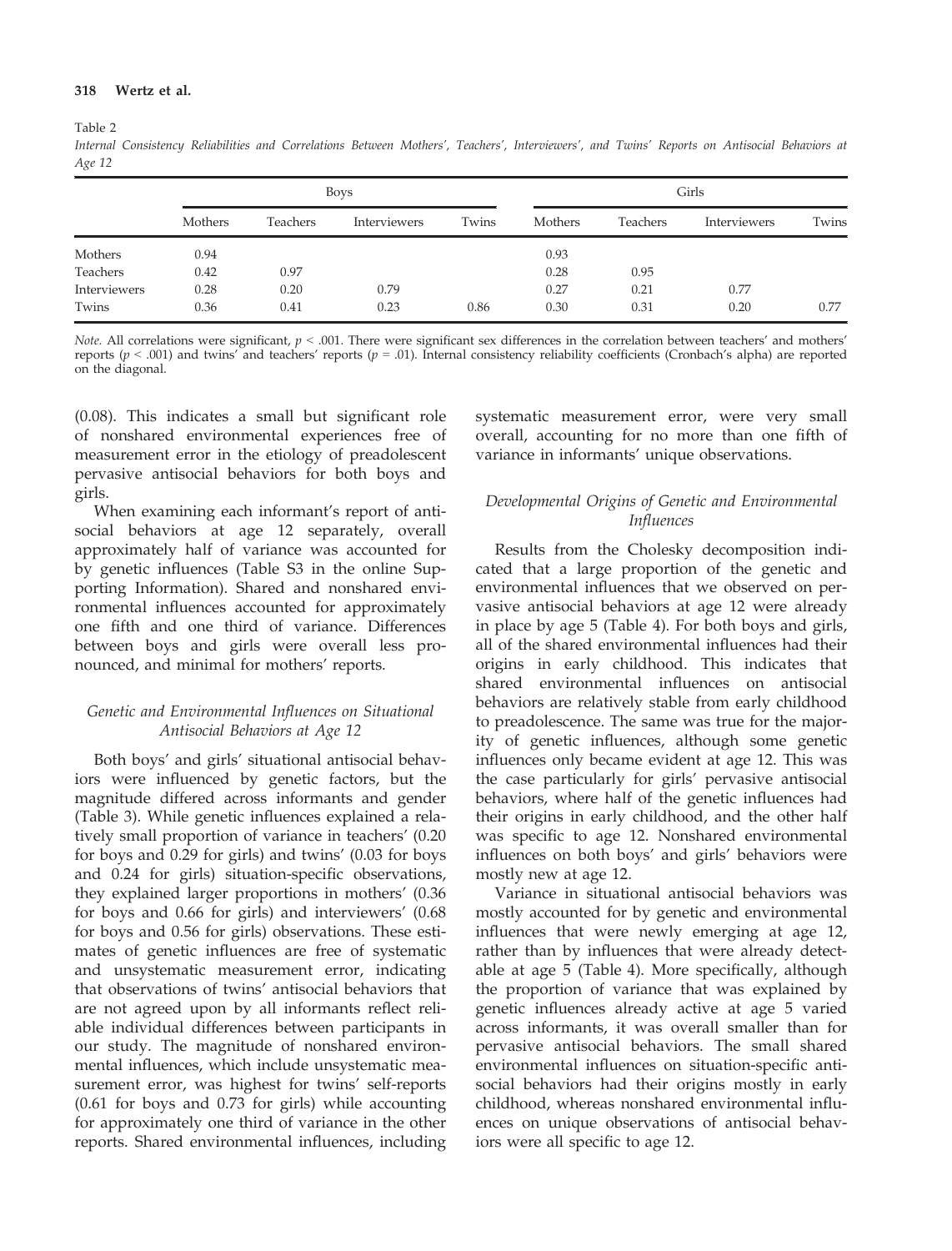Table 2

*Internal Consistency Reliabilities and Correlations Between Mothers', Teachers', Interviewers', and Twins' Reports on Antisocial Behaviors at Age 12*

| | Boys | | | | Girls | | | |
|---|---|---|---|---|---|---|---|---|
| | Mothers | Teachers | Interviewers | Twins | Mothers | Teachers | Interviewers | Twins |
| Mothers | 0.94 | | | | 0.93 | | | |
| Teachers | 0.42 | 0.97 | | | 0.28 | 0.95 | | |
| Interviewers | 0.28 | 0.20 | 0.79 | | 0.27 | 0.21 | 0.77 | |
| Twins | 0.36 | 0.41 | 0.23 | 0.86 | 0.30 | 0.31 | 0.20 | 0.77 |

*Note.* All correlations were significant, $p < .001$. There were significant sex differences in the correlation between teachers' and mothers' reports ($p < .001$) and twins' and teachers' reports ($p = .01$). Internal consistency reliability coefficients (Cronbach's alpha) are reported on the diagonal.

(0.08). This indicates a small but significant role of nonshared environmental experiences free of measurement error in the etiology of preadolescent pervasive antisocial behaviors for both boys and girls.

When examining each informant's report of antisocial behaviors at age 12 separately, overall approximately half of variance was accounted for by genetic influences (Table S3 in the online Supporting Information). Shared and nonshared environmental influences accounted for approximately one fifth and one third of variance. Differences between boys and girls were overall less pronounced, and minimal for mothers' reports.

### *Genetic and Environmental Influences on Situational Antisocial Behaviors at Age 12*

Both boys' and girls' situational antisocial behaviors were influenced by genetic factors, but the magnitude differed across informants and gender (Table 3). While genetic influences explained a relatively small proportion of variance in teachers' (0.20 for boys and 0.29 for girls) and twins' (0.03 for boys and 0.24 for girls) situation-specific observations, they explained larger proportions in mothers' (0.36 for boys and 0.66 for girls) and interviewers' (0.68 for boys and 0.56 for girls) observations. These estimates of genetic influences are free of systematic and unsystematic measurement error, indicating that observations of twins' antisocial behaviors that are not agreed upon by all informants reflect reliable individual differences between participants in our study. The magnitude of nonshared environmental influences, which include unsystematic measurement error, was highest for twins' self-reports (0.61 for boys and 0.73 for girls) while accounting for approximately one third of variance in the other reports. Shared environmental influences, including systematic measurement error, were very small overall, accounting for no more than one fifth of variance in informants' unique observations.

### *Developmental Origins of Genetic and Environmental Influences*

Results from the Cholesky decomposition indicated that a large proportion of the genetic and environmental influences that we observed on pervasive antisocial behaviors at age 12 were already in place by age 5 (Table 4). For both boys and girls, all of the shared environmental influences had their origins in early childhood. This indicates that shared environmental influences on antisocial behaviors are relatively stable from early childhood to preadolescence. The same was true for the majority of genetic influences, although some genetic influences only became evident at age 12. This was the case particularly for girls' pervasive antisocial behaviors, where half of the genetic influences had their origins in early childhood, and the other half was specific to age 12. Nonshared environmental influences on both boys' and girls' behaviors were mostly new at age 12.

Variance in situational antisocial behaviors was mostly accounted for by genetic and environmental influences that were newly emerging at age 12, rather than by influences that were already detectable at age 5 (Table 4). More specifically, although the proportion of variance that was explained by genetic influences already active at age 5 varied across informants, it was overall smaller than for pervasive antisocial behaviors. The small shared environmental influences on situation-specific antisocial behaviors had their origins mostly in early childhood, whereas nonshared environmental influences on unique observations of antisocial behaviors were all specific to age 12.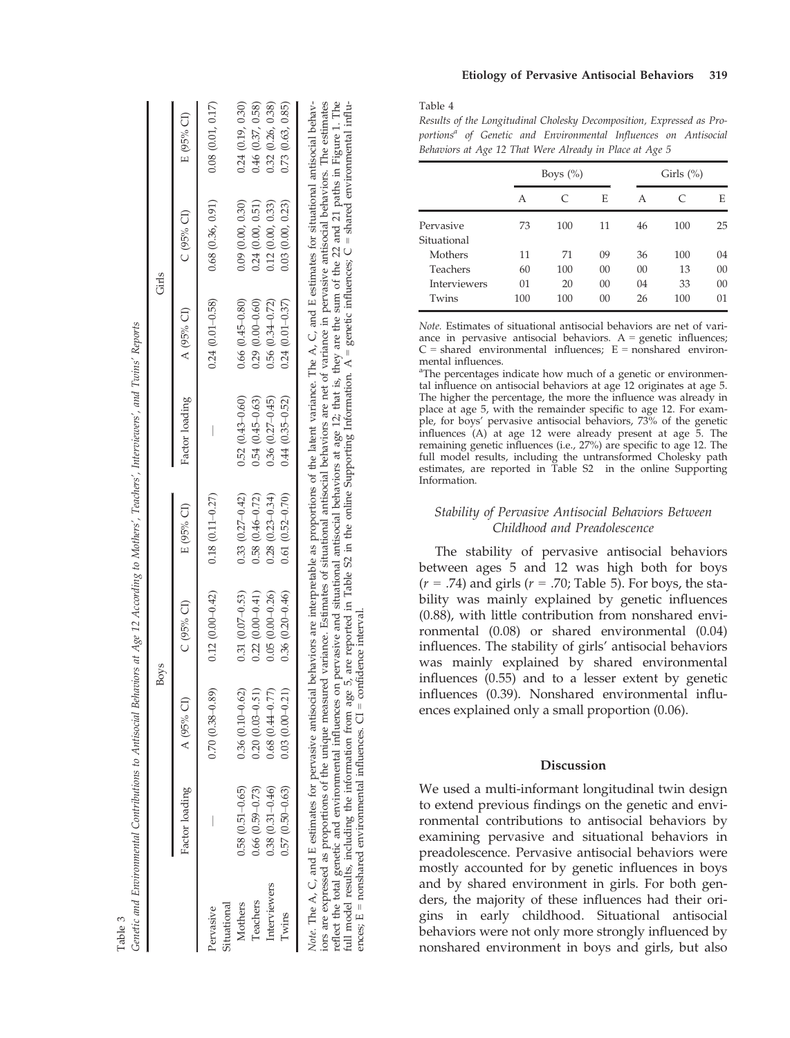Table 3

*Genetic and Environmental Contributions to Antisocial Behaviors at Age 12 According to Mothers', Teachers', Interviewers', and Twins' Reports*

| | Boys | | | | Girls | | | |
|---|---|---|---|---|---|---|---|---|
| | Factor loading | A (95% CI) | C (95% CI) | E (95% CI) | Factor loading | A (95% CI) | C (95% CI) | E (95% CI) |
| Pervasive | — | 0.70 (0.38–0.89) | 0.12 (0.00–0.42) | 0.18 (0.11–0.27) | — | 0.24 (0.01–0.58) | 0.68 (0.36, 0.91) | 0.08 (0.01, 0.17) |
| Situational | | | | | | | | |
| Mothers | 0.58 (0.51–0.65) | 0.36 (0.10–0.62) | 0.31 (0.07–0.53) | 0.33 (0.27–0.42) | 0.52 (0.43–0.60) | 0.66 (0.45–0.80) | 0.09 (0.00, 0.30) | 0.24 (0.19, 0.30) |
| Teachers | 0.66 (0.59–0.73) | 0.20 (0.03–0.51) | 0.22 (0.00–0.41) | 0.58 (0.46–0.72) | 0.54 (0.45–0.63) | 0.29 (0.00–0.60) | 0.24 (0.00, 0.51) | 0.46 (0.37, 0.58) |
| Interviewers | 0.38 (0.31–0.46) | 0.68 (0.44–0.77) | 0.05 (0.00–0.26) | 0.28 (0.23–0.34) | 0.36 (0.27–0.45) | 0.56 (0.34–0.72) | 0.12 (0.00, 0.33) | 0.32 (0.26, 0.38) |
| Twins | 0.57 (0.50–0.63) | 0.03 (0.00–0.21) | 0.36 (0.20–0.46) | 0.61 (0.52–0.70) | 0.44 (0.35–0.52) | 0.24 (0.01–0.37) | 0.03 (0.00, 0.23) | 0.73 (0.63, 0.85) |

*Note.* The A, C, and E estimates for pervasive antisocial behaviors are interpretable as proportions of the latent variance. The A, C, and E estimates for situational antisocial behaviors are expressed as proportions of the unique measured variance. Estimates of situational antisocial behaviors are net of variance in pervasive antisocial behaviors. The estimates reflect the total genetic and environmental influences on pervasive and situational antisocial behaviors at age 12; that is, they are the sum of the 22 and 21 paths in Figure 1. The full model results, including the information from age 5, are reported in Table S2 in the online Supporting Information. A = genetic influences; C = shared environmental influences; E = nonshared environmental influences. CI = confidence interval.

Table 4

*Results of the Longitudinal Cholesky Decomposition, Expressed as Proportions[a] of Genetic and Environmental Influences on Antisocial Behaviors at Age 12 That Were Already in Place at Age 5*

| | Boys (%) | | | Girls (%) | | |
|---|---|---|---|---|---|---|
| | A | C | E | A | C | E |
| Pervasive | 73 | 100 | 11 | 46 | 100 | 25 |
| Situational | | | | | | |
| Mothers | 11 | 71 | 09 | 36 | 100 | 04 |
| Teachers | 60 | 100 | 00 | 00 | 13 | 00 |
| Interviewers | 01 | 20 | 00 | 04 | 33 | 00 |
| Twins | 100 | 100 | 00 | 26 | 100 | 01 |

*Note.* Estimates of situational antisocial behaviors are net of variance in pervasive antisocial behaviors. A = genetic influences; C = shared environmental influences; E = nonshared environmental influences.

[a]The percentages indicate how much of a genetic or environmental influence on antisocial behaviors at age 12 originates at age 5. The higher the percentage, the more the influence was already in place at age 5, with the remainder specific to age 12. For example, for boys' pervasive antisocial behaviors, 73% of the genetic influences (A) at age 12 were already present at age 5. The remaining genetic influences (i.e., 27%) are specific to age 12. The full model results, including the untransformed Cholesky path estimates, are reported in Table S2 in the online Supporting Information.

### *Stability of Pervasive Antisocial Behaviors Between Childhood and Preadolescence*

The stability of pervasive antisocial behaviors between ages 5 and 12 was high both for boys ($r$ = .74) and girls ($r$ = .70; Table 5). For boys, the stability was mainly explained by genetic influences (0.88), with little contribution from nonshared environmental (0.08) or shared environmental (0.04) influences. The stability of girls' antisocial behaviors was mainly explained by shared environmental influences (0.55) and to a lesser extent by genetic influences (0.39). Nonshared environmental influences explained only a small proportion (0.06).

## Discussion

We used a multi-informant longitudinal twin design to extend previous findings on the genetic and environmental contributions to antisocial behaviors by examining pervasive and situational behaviors in preadolescence. Pervasive antisocial behaviors were mostly accounted for by genetic influences in boys and by shared environment in girls. For both genders, the majority of these influences had their origins in early childhood. Situational antisocial behaviors were not only more strongly influenced by nonshared environment in boys and girls, but also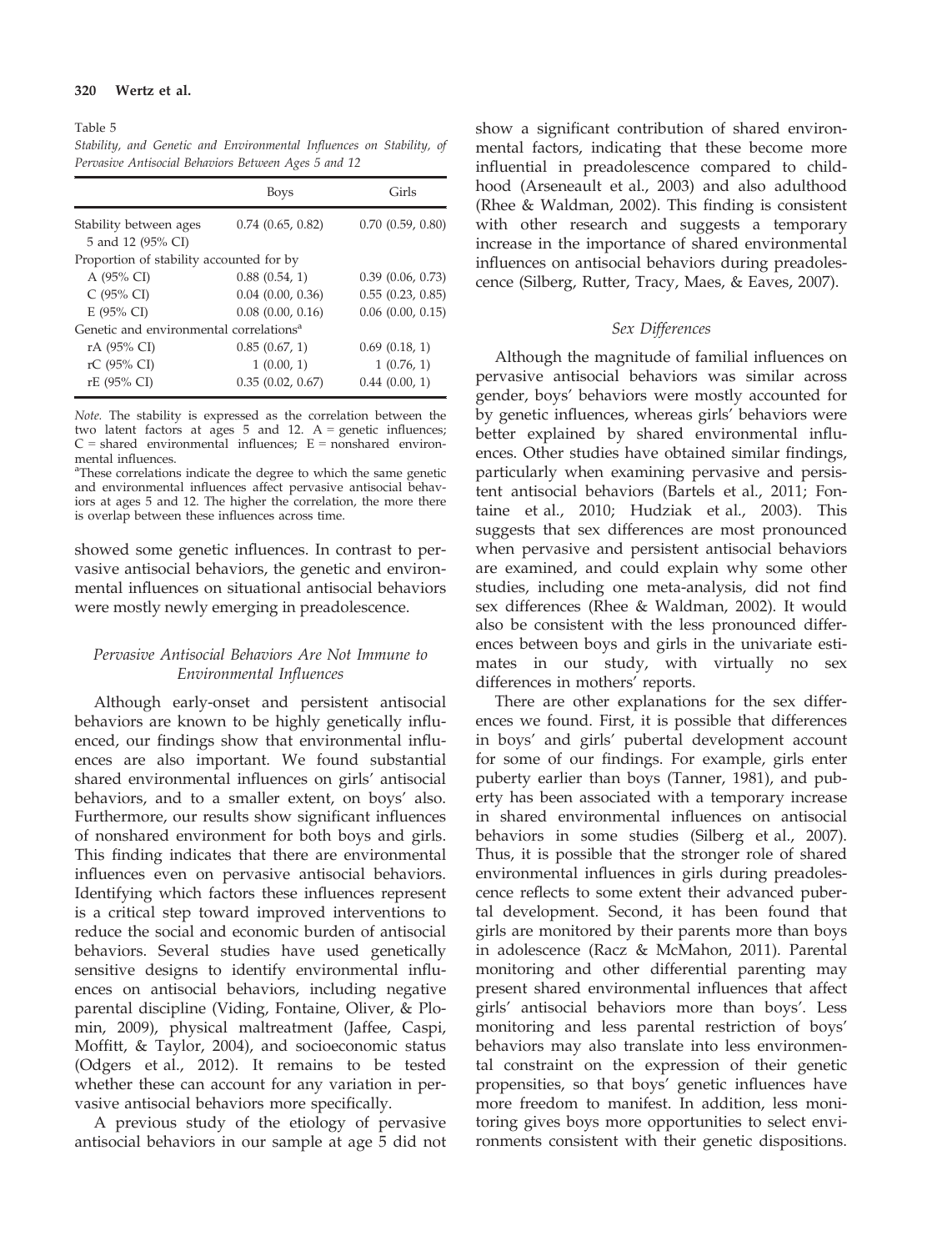Table 5

*Stability, and Genetic and Environmental Influences on Stability, of Pervasive Antisocial Behaviors Between Ages 5 and 12*

| | Boys | Girls |
|---|---|---|
| Stability between ages 5 and 12 (95% CI) | 0.74 (0.65, 0.82) | 0.70 (0.59, 0.80) |
| Proportion of stability accounted for by | | |
| A (95% CI) | 0.88 (0.54, 1) | 0.39 (0.06, 0.73) |
| C (95% CI) | 0.04 (0.00, 0.36) | 0.55 (0.23, 0.85) |
| E (95% CI) | 0.08 (0.00, 0.16) | 0.06 (0.00, 0.15) |
| Genetic and environmental correlations[a] | | |
| rA (95% CI) | 0.85 (0.67, 1) | 0.69 (0.18, 1) |
| rC (95% CI) | 1 (0.00, 1) | 1 (0.76, 1) |
| rE (95% CI) | 0.35 (0.02, 0.67) | 0.44 (0.00, 1) |

*Note.* The stability is expressed as the correlation between the two latent factors at ages 5 and 12. A = genetic influences; C = shared environmental influences; E = nonshared environmental influences.

[a]These correlations indicate the degree to which the same genetic and environmental influences affect pervasive antisocial behaviors at ages 5 and 12. The higher the correlation, the more there is overlap between these influences across time.

showed some genetic influences. In contrast to pervasive antisocial behaviors, the genetic and environmental influences on situational antisocial behaviors were mostly newly emerging in preadolescence.

### *Pervasive Antisocial Behaviors Are Not Immune to Environmental Influences*

Although early-onset and persistent antisocial behaviors are known to be highly genetically influenced, our findings show that environmental influences are also important. We found substantial shared environmental influences on girls' antisocial behaviors, and to a smaller extent, on boys' also. Furthermore, our results show significant influences of nonshared environment for both boys and girls. This finding indicates that there are environmental influences even on pervasive antisocial behaviors. Identifying which factors these influences represent is a critical step toward improved interventions to reduce the social and economic burden of antisocial behaviors. Several studies have used genetically sensitive designs to identify environmental influences on antisocial behaviors, including negative parental discipline (Viding, Fontaine, Oliver, & Plomin, 2009), physical maltreatment (Jaffee, Caspi, Moffitt, & Taylor, 2004), and socioeconomic status (Odgers et al., 2012). It remains to be tested whether these can account for any variation in pervasive antisocial behaviors more specifically.

A previous study of the etiology of pervasive antisocial behaviors in our sample at age 5 did not show a significant contribution of shared environmental factors, indicating that these become more influential in preadolescence compared to childhood (Arseneault et al., 2003) and also adulthood (Rhee & Waldman, 2002). This finding is consistent with other research and suggests a temporary increase in the importance of shared environmental influences on antisocial behaviors during preadolescence (Silberg, Rutter, Tracy, Maes, & Eaves, 2007).

### *Sex Differences*

Although the magnitude of familial influences on pervasive antisocial behaviors was similar across gender, boys' behaviors were mostly accounted for by genetic influences, whereas girls' behaviors were better explained by shared environmental influences. Other studies have obtained similar findings, particularly when examining pervasive and persistent antisocial behaviors (Bartels et al., 2011; Fontaine et al., 2010; Hudziak et al., 2003). This suggests that sex differences are most pronounced when pervasive and persistent antisocial behaviors are examined, and could explain why some other studies, including one meta-analysis, did not find sex differences (Rhee & Waldman, 2002). It would also be consistent with the less pronounced differences between boys and girls in the univariate estimates in our study, with virtually no sex differences in mothers' reports.

There are other explanations for the sex differences we found. First, it is possible that differences in boys' and girls' pubertal development account for some of our findings. For example, girls enter puberty earlier than boys (Tanner, 1981), and puberty has been associated with a temporary increase in shared environmental influences on antisocial behaviors in some studies (Silberg et al., 2007). Thus, it is possible that the stronger role of shared environmental influences in girls during preadolescence reflects to some extent their advanced pubertal development. Second, it has been found that girls are monitored by their parents more than boys in adolescence (Racz & McMahon, 2011). Parental monitoring and other differential parenting may present shared environmental influences that affect girls' antisocial behaviors more than boys'. Less monitoring and less parental restriction of boys' behaviors may also translate into less environmental constraint on the expression of their genetic propensities, so that boys' genetic influences have more freedom to manifest. In addition, less monitoring gives boys more opportunities to select environments consistent with their genetic dispositions.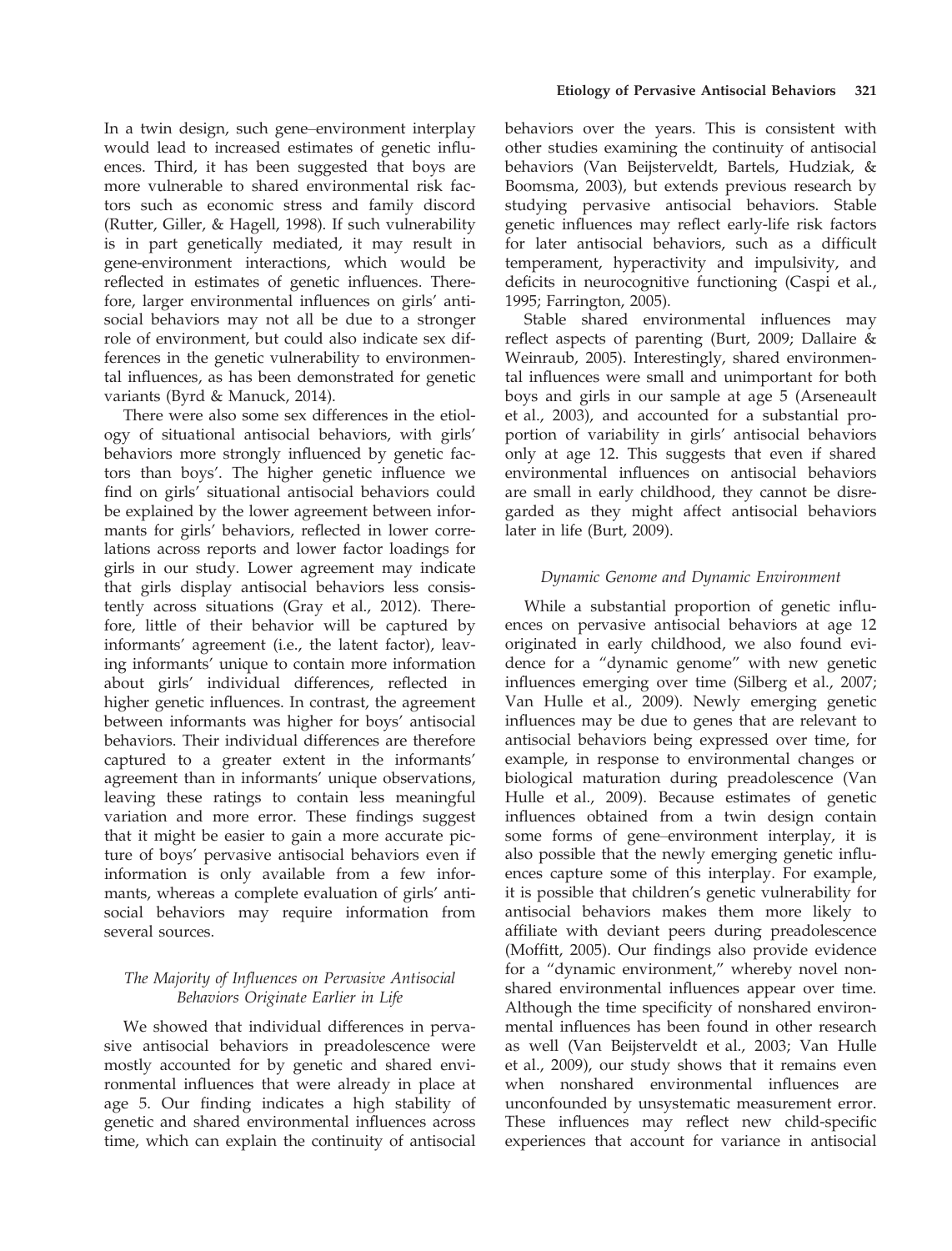In a twin design, such gene–environment interplay would lead to increased estimates of genetic influences. Third, it has been suggested that boys are more vulnerable to shared environmental risk factors such as economic stress and family discord (Rutter, Giller, & Hagell, 1998). If such vulnerability is in part genetically mediated, it may result in gene-environment interactions, which would be reflected in estimates of genetic influences. Therefore, larger environmental influences on girls' antisocial behaviors may not all be due to a stronger role of environment, but could also indicate sex differences in the genetic vulnerability to environmental influences, as has been demonstrated for genetic variants (Byrd & Manuck, 2014).

There were also some sex differences in the etiology of situational antisocial behaviors, with girls' behaviors more strongly influenced by genetic factors than boys'. The higher genetic influence we find on girls' situational antisocial behaviors could be explained by the lower agreement between informants for girls' behaviors, reflected in lower correlations across reports and lower factor loadings for girls in our study. Lower agreement may indicate that girls display antisocial behaviors less consistently across situations (Gray et al., 2012). Therefore, little of their behavior will be captured by informants' agreement (i.e., the latent factor), leaving informants' unique to contain more information about girls' individual differences, reflected in higher genetic influences. In contrast, the agreement between informants was higher for boys' antisocial behaviors. Their individual differences are therefore captured to a greater extent in the informants' agreement than in informants' unique observations, leaving these ratings to contain less meaningful variation and more error. These findings suggest that it might be easier to gain a more accurate picture of boys' pervasive antisocial behaviors even if information is only available from a few informants, whereas a complete evaluation of girls' antisocial behaviors may require information from several sources.

### *The Majority of Influences on Pervasive Antisocial Behaviors Originate Earlier in Life*

We showed that individual differences in pervasive antisocial behaviors in preadolescence were mostly accounted for by genetic and shared environmental influences that were already in place at age 5. Our finding indicates a high stability of genetic and shared environmental influences across time, which can explain the continuity of antisocial behaviors over the years. This is consistent with other studies examining the continuity of antisocial behaviors (Van Beijsterveldt, Bartels, Hudziak, & Boomsma, 2003), but extends previous research by studying pervasive antisocial behaviors. Stable genetic influences may reflect early-life risk factors for later antisocial behaviors, such as a difficult temperament, hyperactivity and impulsivity, and deficits in neurocognitive functioning (Caspi et al., 1995; Farrington, 2005).

Stable shared environmental influences may reflect aspects of parenting (Burt, 2009; Dallaire & Weinraub, 2005). Interestingly, shared environmental influences were small and unimportant for both boys and girls in our sample at age 5 (Arseneault et al., 2003), and accounted for a substantial proportion of variability in girls' antisocial behaviors only at age 12. This suggests that even if shared environmental influences on antisocial behaviors are small in early childhood, they cannot be disregarded as they might affect antisocial behaviors later in life (Burt, 2009).

### *Dynamic Genome and Dynamic Environment*

While a substantial proportion of genetic influences on pervasive antisocial behaviors at age 12 originated in early childhood, we also found evidence for a "dynamic genome" with new genetic influences emerging over time (Silberg et al., 2007; Van Hulle et al., 2009). Newly emerging genetic influences may be due to genes that are relevant to antisocial behaviors being expressed over time, for example, in response to environmental changes or biological maturation during preadolescence (Van Hulle et al., 2009). Because estimates of genetic influences obtained from a twin design contain some forms of gene–environment interplay, it is also possible that the newly emerging genetic influences capture some of this interplay. For example, it is possible that children's genetic vulnerability for antisocial behaviors makes them more likely to affiliate with deviant peers during preadolescence (Moffitt, 2005). Our findings also provide evidence for a "dynamic environment," whereby novel nonshared environmental influences appear over time. Although the time specificity of nonshared environmental influences has been found in other research as well (Van Beijsterveldt et al., 2003; Van Hulle et al., 2009), our study shows that it remains even when nonshared environmental influences are unconfounded by unsystematic measurement error. These influences may reflect new child-specific experiences that account for variance in antisocial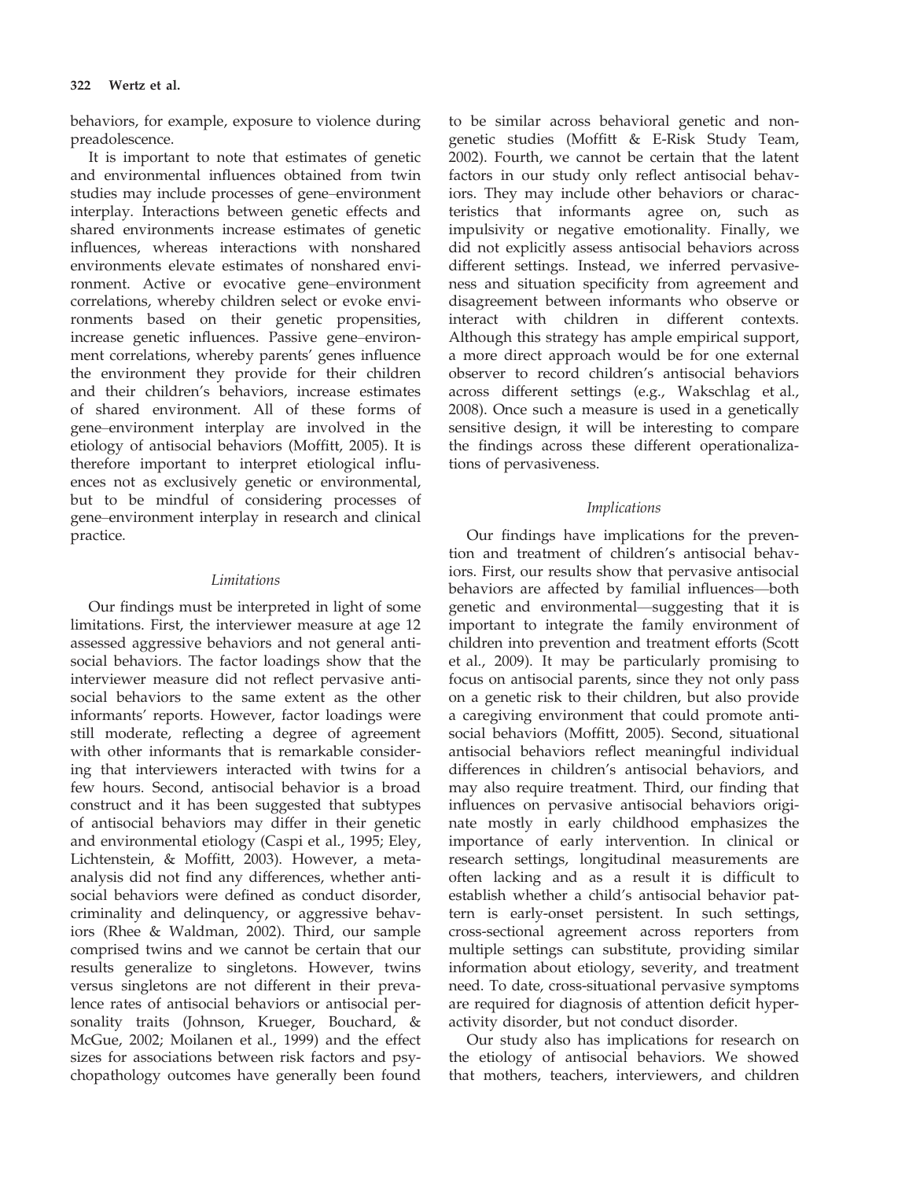behaviors, for example, exposure to violence during preadolescence.

It is important to note that estimates of genetic and environmental influences obtained from twin studies may include processes of gene–environment interplay. Interactions between genetic effects and shared environments increase estimates of genetic influences, whereas interactions with nonshared environments elevate estimates of nonshared environment. Active or evocative gene–environment correlations, whereby children select or evoke environments based on their genetic propensities, increase genetic influences. Passive gene–environment correlations, whereby parents' genes influence the environment they provide for their children and their children's behaviors, increase estimates of shared environment. All of these forms of gene–environment interplay are involved in the etiology of antisocial behaviors (Moffitt, 2005). It is therefore important to interpret etiological influences not as exclusively genetic or environmental, but to be mindful of considering processes of gene–environment interplay in research and clinical practice.

### *Limitations*

Our findings must be interpreted in light of some limitations. First, the interviewer measure at age 12 assessed aggressive behaviors and not general antisocial behaviors. The factor loadings show that the interviewer measure did not reflect pervasive antisocial behaviors to the same extent as the other informants' reports. However, factor loadings were still moderate, reflecting a degree of agreement with other informants that is remarkable considering that interviewers interacted with twins for a few hours. Second, antisocial behavior is a broad construct and it has been suggested that subtypes of antisocial behaviors may differ in their genetic and environmental etiology (Caspi et al., 1995; Eley, Lichtenstein, & Moffitt, 2003). However, a meta-analysis did not find any differences, whether antisocial behaviors were defined as conduct disorder, criminality and delinquency, or aggressive behaviors (Rhee & Waldman, 2002). Third, our sample comprised twins and we cannot be certain that our results generalize to singletons. However, twins versus singletons are not different in their prevalence rates of antisocial behaviors or antisocial personality traits (Johnson, Krueger, Bouchard, & McGue, 2002; Moilanen et al., 1999) and the effect sizes for associations between risk factors and psychopathology outcomes have generally been found to be similar across behavioral genetic and nongenetic studies (Moffitt & E-Risk Study Team, 2002). Fourth, we cannot be certain that the latent factors in our study only reflect antisocial behaviors. They may include other behaviors or characteristics that informants agree on, such as impulsivity or negative emotionality. Finally, we did not explicitly assess antisocial behaviors across different settings. Instead, we inferred pervasiveness and situation specificity from agreement and disagreement between informants who observe or interact with children in different contexts. Although this strategy has ample empirical support, a more direct approach would be for one external observer to record children's antisocial behaviors across different settings (e.g., Wakschlag et al., 2008). Once such a measure is used in a genetically sensitive design, it will be interesting to compare the findings across these different operationalizations of pervasiveness.

### *Implications*

Our findings have implications for the prevention and treatment of children's antisocial behaviors. First, our results show that pervasive antisocial behaviors are affected by familial influences—both genetic and environmental—suggesting that it is important to integrate the family environment of children into prevention and treatment efforts (Scott et al., 2009). It may be particularly promising to focus on antisocial parents, since they not only pass on a genetic risk to their children, but also provide a caregiving environment that could promote antisocial behaviors (Moffitt, 2005). Second, situational antisocial behaviors reflect meaningful individual differences in children's antisocial behaviors, and may also require treatment. Third, our finding that influences on pervasive antisocial behaviors originate mostly in early childhood emphasizes the importance of early intervention. In clinical or research settings, longitudinal measurements are often lacking and as a result it is difficult to establish whether a child's antisocial behavior pattern is early-onset persistent. In such settings, cross-sectional agreement across reporters from multiple settings can substitute, providing similar information about etiology, severity, and treatment need. To date, cross-situational pervasive symptoms are required for diagnosis of attention deficit hyperactivity disorder, but not conduct disorder.

Our study also has implications for research on the etiology of antisocial behaviors. We showed that mothers, teachers, interviewers, and children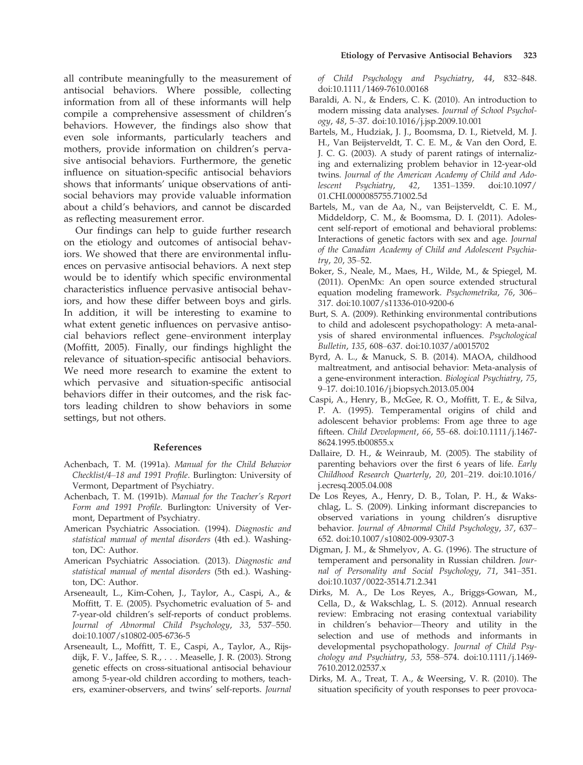all contribute meaningfully to the measurement of antisocial behaviors. Where possible, collecting information from all of these informants will help compile a comprehensive assessment of children's behaviors. However, the findings also show that even sole informants, particularly teachers and mothers, provide information on children's pervasive antisocial behaviors. Furthermore, the genetic influence on situation-specific antisocial behaviors shows that informants' unique observations of antisocial behaviors may provide valuable information about a child's behaviors, and cannot be discarded as reflecting measurement error.

Our findings can help to guide further research on the etiology and outcomes of antisocial behaviors. We showed that there are environmental influences on pervasive antisocial behaviors. A next step would be to identify which specific environmental characteristics influence pervasive antisocial behaviors, and how these differ between boys and girls. In addition, it will be interesting to examine to what extent genetic influences on pervasive antisocial behaviors reflect gene–environment interplay (Moffitt, 2005). Finally, our findings highlight the relevance of situation-specific antisocial behaviors. We need more research to examine the extent to which pervasive and situation-specific antisocial behaviors differ in their outcomes, and the risk factors leading children to show behaviors in some settings, but not others.

## References

Achenbach, T. M. (1991a). *Manual for the Child Behavior Checklist/4–18 and 1991 Profile*. Burlington: University of Vermont, Department of Psychiatry.

Achenbach, T. M. (1991b). *Manual for the Teacher's Report Form and 1991 Profile*. Burlington: University of Vermont, Department of Psychiatry.

American Psychiatric Association. (1994). *Diagnostic and statistical manual of mental disorders* (4th ed.). Washington, DC: Author.

American Psychiatric Association. (2013). *Diagnostic and statistical manual of mental disorders* (5th ed.). Washington, DC: Author.

Arseneault, L., Kim-Cohen, J., Taylor, A., Caspi, A., & Moffitt, T. E. (2005). Psychometric evaluation of 5- and 7-year-old children's self-reports of conduct problems. *Journal of Abnormal Child Psychology*, *33*, 537–550. doi:10.1007/s10802-005-6736-5

Arseneault, L., Moffitt, T. E., Caspi, A., Taylor, A., Rijsdijk, F. V., Jaffee, S. R., . . . Measelle, J. R. (2003). Strong genetic effects on cross-situational antisocial behaviour among 5-year-old children according to mothers, teachers, examiner-observers, and twins' self-reports. *Journal of Child Psychology and Psychiatry*, *44*, 832–848. doi:10.1111/1469-7610.00168

Baraldi, A. N., & Enders, C. K. (2010). An introduction to modern missing data analyses. *Journal of School Psychology*, *48*, 5–37. doi:10.1016/j.jsp.2009.10.001

Bartels, M., Hudziak, J. J., Boomsma, D. I., Rietveld, M. J. H., Van Beijsterveldt, T. C. E. M., & Van den Oord, E. J. C. G. (2003). A study of parent ratings of internalizing and externalizing problem behavior in 12-year-old twins. *Journal of the American Academy of Child and Adolescent Psychiatry*, *42*, 1351–1359. doi:10.1097/01.CHI.0000085755.71002.5d

Bartels, M., van de Aa, N., van Beijsterveldt, C. E. M., Middeldorp, C. M., & Boomsma, D. I. (2011). Adolescent self-report of emotional and behavioral problems: Interactions of genetic factors with sex and age. *Journal of the Canadian Academy of Child and Adolescent Psychiatry*, *20*, 35–52.

Boker, S., Neale, M., Maes, H., Wilde, M., & Spiegel, M. (2011). OpenMx: An open source extended structural equation modeling framework. *Psychometrika*, *76*, 306–317. doi:10.1007/s11336-010-9200-6

Burt, S. A. (2009). Rethinking environmental contributions to child and adolescent psychopathology: A meta-analysis of shared environmental influences. *Psychological Bulletin*, *135*, 608–637. doi:10.1037/a0015702

Byrd, A. L., & Manuck, S. B. (2014). MAOA, childhood maltreatment, and antisocial behavior: Meta-analysis of a gene-environment interaction. *Biological Psychiatry*, *75*, 9–17. doi:10.1016/j.biopsych.2013.05.004

Caspi, A., Henry, B., McGee, R. O., Moffitt, T. E., & Silva, P. A. (1995). Temperamental origins of child and adolescent behavior problems: From age three to age fifteen. *Child Development*, *66*, 55–68. doi:10.1111/j.1467-8624.1995.tb00855.x

Dallaire, D. H., & Weinraub, M. (2005). The stability of parenting behaviors over the first 6 years of life. *Early Childhood Research Quarterly*, *20*, 201–219. doi:10.1016/j.ecresq.2005.04.008

De Los Reyes, A., Henry, D. B., Tolan, P. H., & Wakschlag, L. S. (2009). Linking informant discrepancies to observed variations in young children's disruptive behavior. *Journal of Abnormal Child Psychology*, *37*, 637–652. doi:10.1007/s10802-009-9307-3

Digman, J. M., & Shmelyov, A. G. (1996). The structure of temperament and personality in Russian children. *Journal of Personality and Social Psychology*, *71*, 341–351. doi:10.1037/0022-3514.71.2.341

Dirks, M. A., De Los Reyes, A., Briggs-Gowan, M., Cella, D., & Wakschlag, L. S. (2012). Annual research review: Embracing not erasing contextual variability in children's behavior—Theory and utility in the selection and use of methods and informants in developmental psychopathology. *Journal of Child Psychology and Psychiatry*, *53*, 558–574. doi:10.1111/j.1469-7610.2012.02537.x

Dirks, M. A., Treat, T. A., & Weersing, V. R. (2010). The situation specificity of youth responses to peer provoca-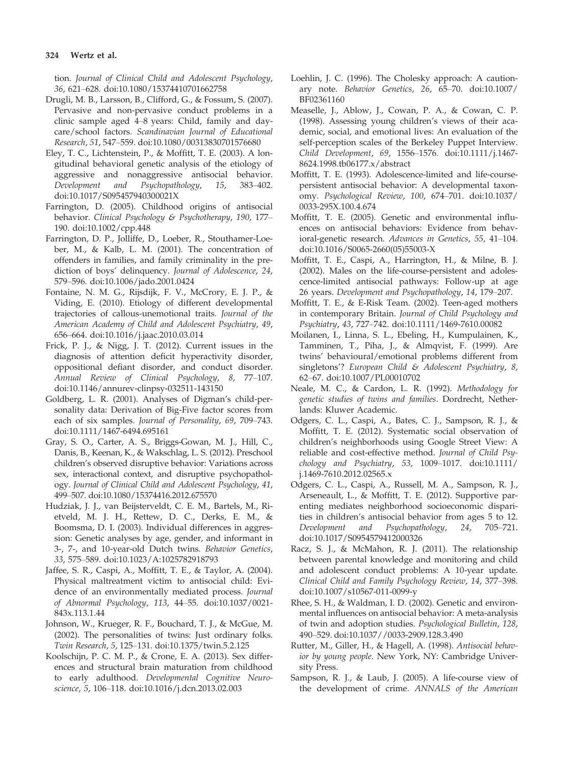tion. *Journal of Clinical Child and Adolescent Psychology*, *36*, 621–628. doi:10.1080/15374410701662758

Drugli, M. B., Larsson, B., Clifford, G., & Fossum, S. (2007). Pervasive and non-pervasive conduct problems in a clinic sample aged 4–8 years: Child, family and daycare/school factors. *Scandinavian Journal of Educational Research*, *51*, 547–559. doi:10.1080/00313830701576680

Eley, T. C., Lichtenstein, P., & Moffitt, T. E. (2003). A longitudinal behavioral genetic analysis of the etiology of aggressive and nonaggressive antisocial behavior. *Development and Psychopathology*, *15*, 383–402. doi:10.1017/S095457940300021X

Farrington, D. (2005). Childhood origins of antisocial behavior. *Clinical Psychology & Psychotherapy*, *190*, 177–190. doi:10.1002/cpp.448

Farrington, D. P., Jolliffe, D., Loeber, R., Stouthamer-Loeber, M., & Kalb, L. M. (2001). The concentration of offenders in families, and family criminality in the prediction of boys' delinquency. *Journal of Adolescence*, *24*, 579–596. doi:10.1006/jado.2001.0424

Fontaine, N. M. G., Rijsdijk, F. V., McCrory, E. J. P., & Viding, E. (2010). Etiology of different developmental trajectories of callous-unemotional traits. *Journal of the American Academy of Child and Adolescent Psychiatry*, *49*, 656–664. doi:10.1016/j.jaac.2010.03.014

Frick, P. J., & Nigg, J. T. (2012). Current issues in the diagnosis of attention deficit hyperactivity disorder, oppositional defiant disorder, and conduct disorder. *Annual Review of Clinical Psychology*, *8*, 77–107. doi:10.1146/annurev-clinpsy-032511-143150

Goldberg, L. R. (2001). Analyses of Digman's child-personality data: Derivation of Big-Five factor scores from each of six samples. *Journal of Personality*, *69*, 709–743. doi:10.1111/1467-6494.695161

Gray, S. O., Carter, A. S., Briggs-Gowan, M. J., Hill, C., Danis, B., Keenan, K., & Wakschlag, L. S. (2012). Preschool children's observed disruptive behavior: Variations across sex, interactional context, and disruptive psychopathology. *Journal of Clinical Child and Adolescent Psychology*, *41*, 499–507. doi:10.1080/15374416.2012.675570

Hudziak, J. J., van Beijsterveldt, C. E. M., Bartels, M., Rietveld, M. J. H., Rettew, D. C., Derks, E. M., & Boomsma, D. I. (2003). Individual differences in aggression: Genetic analyses by age, gender, and informant in 3-, 7-, and 10-year-old Dutch twins. *Behavior Genetics*, *33*, 575–589. doi:10.1023/A:1025782918793

Jaffee, S. R., Caspi, A., Moffitt, T. E., & Taylor, A. (2004). Physical maltreatment victim to antisocial child: Evidence of an environmentally mediated process. *Journal of Abnormal Psychology*, *113*, 44–55. doi:10.1037/0021-843x.113.1.44

Johnson, W., Krueger, R. F., Bouchard, T. J., & McGue, M. (2002). The personalities of twins: Just ordinary folks. *Twin Research*, *5*, 125–131. doi:10.1375/twin.5.2.125

Koolschijn, P. C. M. P., & Crone, E. A. (2013). Sex differences and structural brain maturation from childhood to early adulthood. *Developmental Cognitive Neuroscience*, *5*, 106–118. doi:10.1016/j.dcn.2013.02.003

Loehlin, J. C. (1996). The Cholesky approach: A cautionary note. *Behavior Genetics*, *26*, 65–70. doi:10.1007/BF02361160

Measelle, J., Ablow, J., Cowan, P. A., & Cowan, C. P. (1998). Assessing young children's views of their academic, social, and emotional lives: An evaluation of the self-perception scales of the Berkeley Puppet Interview. *Child Development*, *69*, 1556–1576. doi:10.1111/j.1467-8624.1998.tb06177.x/abstract

Moffitt, T. E. (1993). Adolescence-limited and life-course-persistent antisocial behavior: A developmental taxonomy. *Psychological Review*, *100*, 674–701. doi:10.1037/0033-295X.100.4.674

Moffitt, T. E. (2005). Genetic and environmental influences on antisocial behaviors: Evidence from behavioral-genetic research. *Advances in Genetics*, *55*, 41–104. doi:10.1016/S0065-2660(05)55003-X

Moffitt, T. E., Caspi, A., Harrington, H., & Milne, B. J. (2002). Males on the life-course-persistent and adolescence-limited antisocial pathways: Follow-up at age 26 years. *Development and Psychopathology*, *14*, 179–207.

Moffitt, T. E., & E-Risk Team. (2002). Teen-aged mothers in contemporary Britain. *Journal of Child Psychology and Psychiatry*, *43*, 727–742. doi:10.1111/1469-7610.00082

Moilanen, I., Linna, S. L., Ebeling, H., Kumpulainen, K., Tamminen, T., Piha, J., & Almqvist, F. (1999). Are twins' behavioural/emotional problems different from singletons'? *European Child & Adolescent Psychiatry*, *8*, 62–67. doi:10.1007/PL00010702

Neale, M. C., & Cardon, L. R. (1992). *Methodology for genetic studies of twins and families*. Dordrecht, Netherlands: Kluwer Academic.

Odgers, C. L., Caspi, A., Bates, C. J., Sampson, R. J., & Moffitt, T. E. (2012). Systematic social observation of children's neighborhoods using Google Street View: A reliable and cost-effective method. *Journal of Child Psychology and Psychiatry*, *53*, 1009–1017. doi:10.1111/j.1469-7610.2012.02565.x

Odgers, C. L., Caspi, A., Russell, M. A., Sampson, R. J., Arseneault, L., & Moffitt, T. E. (2012). Supportive parenting mediates neighborhood socioeconomic disparities in children's antisocial behavior from ages 5 to 12. *Development and Psychopathology*, *24*, 705–721. doi:10.1017/S0954579412000326

Racz, S. J., & McMahon, R. J. (2011). The relationship between parental knowledge and monitoring and child and adolescent conduct problems: A 10-year update. *Clinical Child and Family Psychology Review*, *14*, 377–398. doi:10.1007/s10567-011-0099-y

Rhee, S. H., & Waldman, I. D. (2002). Genetic and environmental influences on antisocial behavior: A meta-analysis of twin and adoption studies. *Psychological Bulletin*, *128*, 490–529. doi:10.1037//0033-2909.128.3.490

Rutter, M., Giller, H., & Hagell, A. (1998). *Antisocial behavior by young people*. New York, NY: Cambridge University Press.

Sampson, R. J., & Laub, J. (2005). A life-course view of the development of crime. *ANNALS of the American*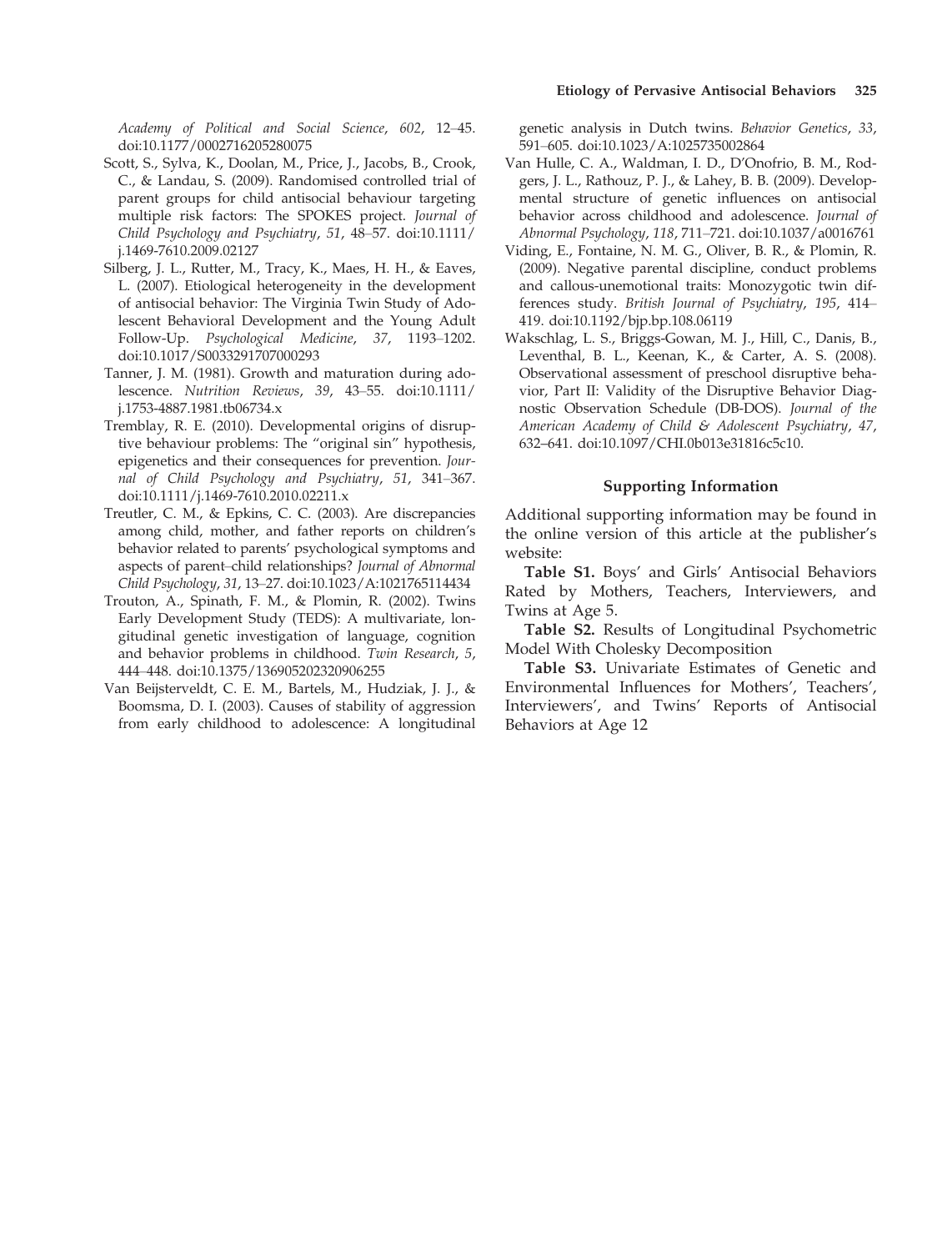*Academy of Political and Social Science*, *602*, 12–45. doi:10.1177/0002716205280075

Scott, S., Sylva, K., Doolan, M., Price, J., Jacobs, B., Crook, C., & Landau, S. (2009). Randomised controlled trial of parent groups for child antisocial behaviour targeting multiple risk factors: The SPOKES project. *Journal of Child Psychology and Psychiatry*, *51*, 48–57. doi:10.1111/j.1469-7610.2009.02127

Silberg, J. L., Rutter, M., Tracy, K., Maes, H. H., & Eaves, L. (2007). Etiological heterogeneity in the development of antisocial behavior: The Virginia Twin Study of Adolescent Behavioral Development and the Young Adult Follow-Up. *Psychological Medicine*, *37*, 1193–1202. doi:10.1017/S0033291707000293

Tanner, J. M. (1981). Growth and maturation during adolescence. *Nutrition Reviews*, *39*, 43–55. doi:10.1111/j.1753-4887.1981.tb06734.x

Tremblay, R. E. (2010). Developmental origins of disruptive behaviour problems: The "original sin" hypothesis, epigenetics and their consequences for prevention. *Journal of Child Psychology and Psychiatry*, *51*, 341–367. doi:10.1111/j.1469-7610.2010.02211.x

Treutler, C. M., & Epkins, C. C. (2003). Are discrepancies among child, mother, and father reports on children's behavior related to parents' psychological symptoms and aspects of parent–child relationships? *Journal of Abnormal Child Psychology*, *31*, 13–27. doi:10.1023/A:1021765114434

Trouton, A., Spinath, F. M., & Plomin, R. (2002). Twins Early Development Study (TEDS): A multivariate, longitudinal genetic investigation of language, cognition and behavior problems in childhood. *Twin Research*, *5*, 444–448. doi:10.1375/136905202320906255

Van Beijsterveldt, C. E. M., Bartels, M., Hudziak, J. J., & Boomsma, D. I. (2003). Causes of stability of aggression from early childhood to adolescence: A longitudinal genetic analysis in Dutch twins. *Behavior Genetics*, *33*, 591–605. doi:10.1023/A:1025735002864

Van Hulle, C. A., Waldman, I. D., D'Onofrio, B. M., Rodgers, J. L., Rathouz, P. J., & Lahey, B. B. (2009). Developmental structure of genetic influences on antisocial behavior across childhood and adolescence. *Journal of Abnormal Psychology*, *118*, 711–721. doi:10.1037/a0016761

Viding, E., Fontaine, N. M. G., Oliver, B. R., & Plomin, R. (2009). Negative parental discipline, conduct problems and callous-unemotional traits: Monozygotic twin differences study. *British Journal of Psychiatry*, *195*, 414–419. doi:10.1192/bjp.bp.108.06119

Wakschlag, L. S., Briggs-Gowan, M. J., Hill, C., Danis, B., Leventhal, B. L., Keenan, K., & Carter, A. S. (2008). Observational assessment of preschool disruptive behavior, Part II: Validity of the Disruptive Behavior Diagnostic Observation Schedule (DB-DOS). *Journal of the American Academy of Child & Adolescent Psychiatry*, *47*, 632–641. doi:10.1097/CHI.0b013e31816c5c10.

## Supporting Information

Additional supporting information may be found in the online version of this article at the publisher's website:

**Table S1.** Boys' and Girls' Antisocial Behaviors Rated by Mothers, Teachers, Interviewers, and Twins at Age 5.

**Table S2.** Results of Longitudinal Psychometric Model With Cholesky Decomposition

**Table S3.** Univariate Estimates of Genetic and Environmental Influences for Mothers', Teachers', Interviewers', and Twins' Reports of Antisocial Behaviors at Age 12